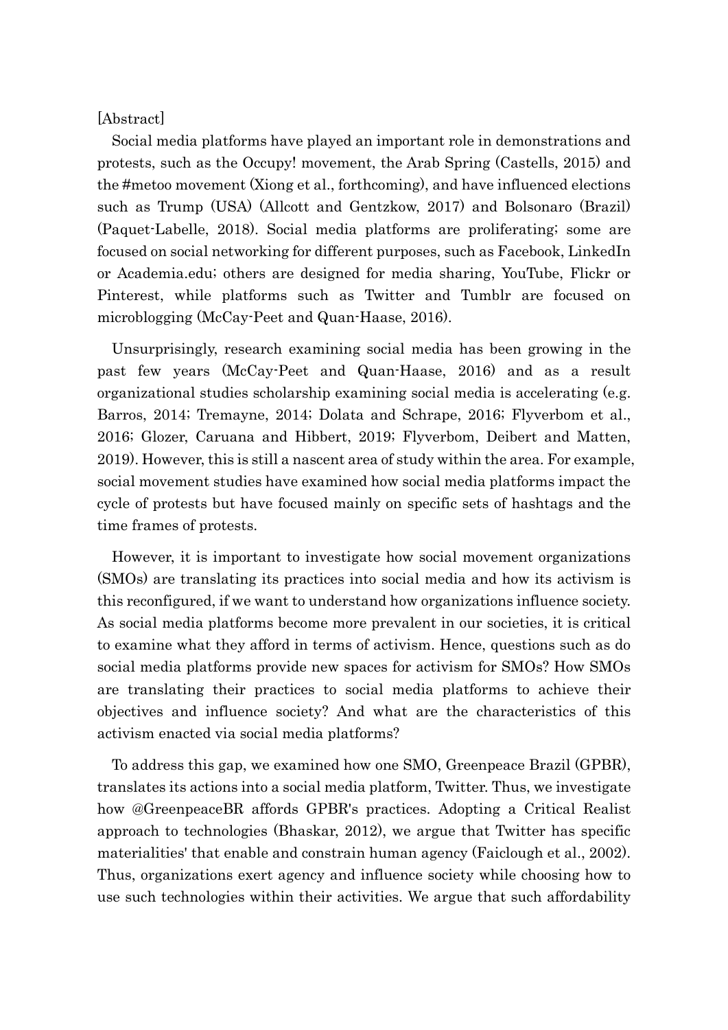[Abstract]

Social media platforms have played an important role in demonstrations and protests, such as the Occupy! movement, the Arab Spring (Castells, 2015) and the #metoo movement (Xiong et al., forthcoming), and have influenced elections such as Trump (USA) (Allcott and Gentzkow, 2017) and Bolsonaro (Brazil) (Paquet-Labelle, 2018). Social media platforms are proliferating; some are focused on social networking for different purposes, such as Facebook, LinkedIn or Academia.edu; others are designed for media sharing, YouTube, Flickr or Pinterest, while platforms such as Twitter and Tumblr are focused on microblogging (McCay-Peet and Quan-Haase, 2016).

Unsurprisingly, research examining social media has been growing in the past few years (McCay-Peet and Quan-Haase, 2016) and as a result organizational studies scholarship examining social media is accelerating (e.g. Barros, 2014; Tremayne, 2014; Dolata and Schrape, 2016; Flyverbom et al., 2016; Glozer, Caruana and Hibbert, 2019; Flyverbom, Deibert and Matten, 2019). However, this is still a nascent area of study within the area. For example, social movement studies have examined how social media platforms impact the cycle of protests but have focused mainly on specific sets of hashtags and the time frames of protests.

However, it is important to investigate how social movement organizations (SMOs) are translating its practices into social media and how its activism is this reconfigured, if we want to understand how organizations influence society. As social media platforms become more prevalent in our societies, it is critical to examine what they afford in terms of activism. Hence, questions such as do social media platforms provide new spaces for activism for SMOs? How SMOs are translating their practices to social media platforms to achieve their objectives and influence society? And what are the characteristics of this activism enacted via social media platforms?

To address this gap, we examined how one SMO, Greenpeace Brazil (GPBR), translates its actions into a social media platform, Twitter. Thus, we investigate how @GreenpeaceBR affords GPBR's practices. Adopting a Critical Realist approach to technologies (Bhaskar, 2012), we argue that Twitter has specific materialities' that enable and constrain human agency (Faiclough et al., 2002). Thus, organizations exert agency and influence society while choosing how to use such technologies within their activities. We argue that such affordability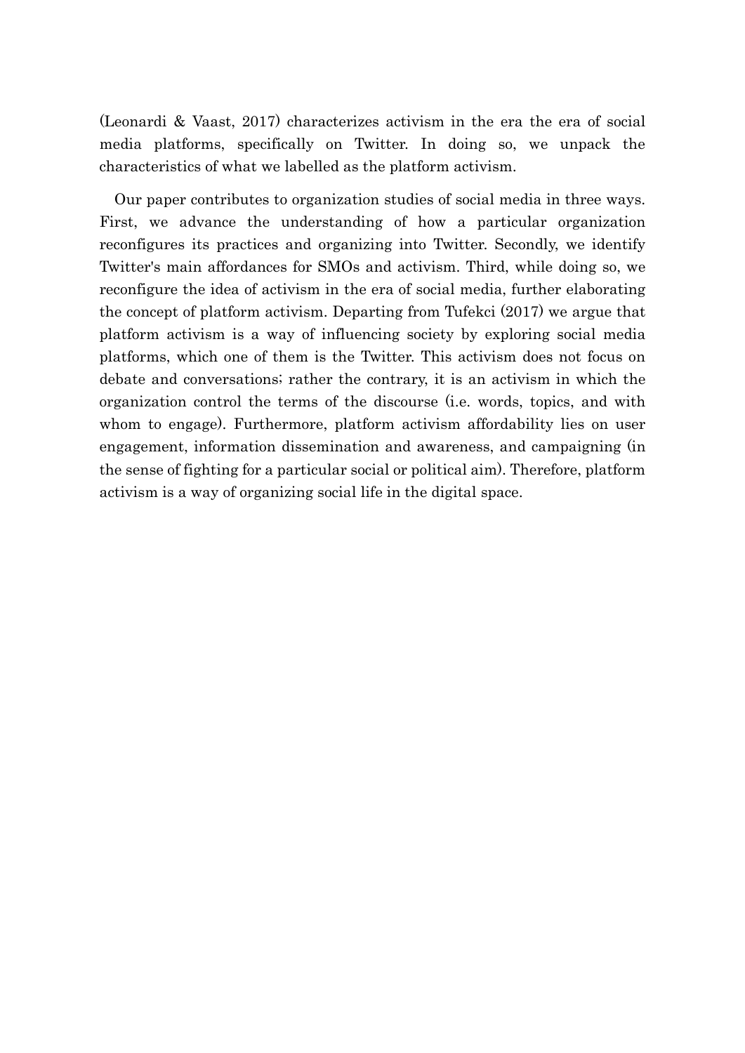(Leonardi & Vaast, 2017) characterizes activism in the era the era of social media platforms, specifically on Twitter. In doing so, we unpack the characteristics of what we labelled as the platform activism.

Our paper contributes to organization studies of social media in three ways. First, we advance the understanding of how a particular organization reconfigures its practices and organizing into Twitter. Secondly, we identify Twitter's main affordances for SMOs and activism. Third, while doing so, we reconfigure the idea of activism in the era of social media, further elaborating the concept of platform activism. Departing from Tufekci (2017) we argue that platform activism is a way of influencing society by exploring social media platforms, which one of them is the Twitter. This activism does not focus on debate and conversations; rather the contrary, it is an activism in which the organization control the terms of the discourse (i.e. words, topics, and with whom to engage). Furthermore, platform activism affordability lies on user engagement, information dissemination and awareness, and campaigning (in the sense of fighting for a particular social or political aim). Therefore, platform activism is a way of organizing social life in the digital space.